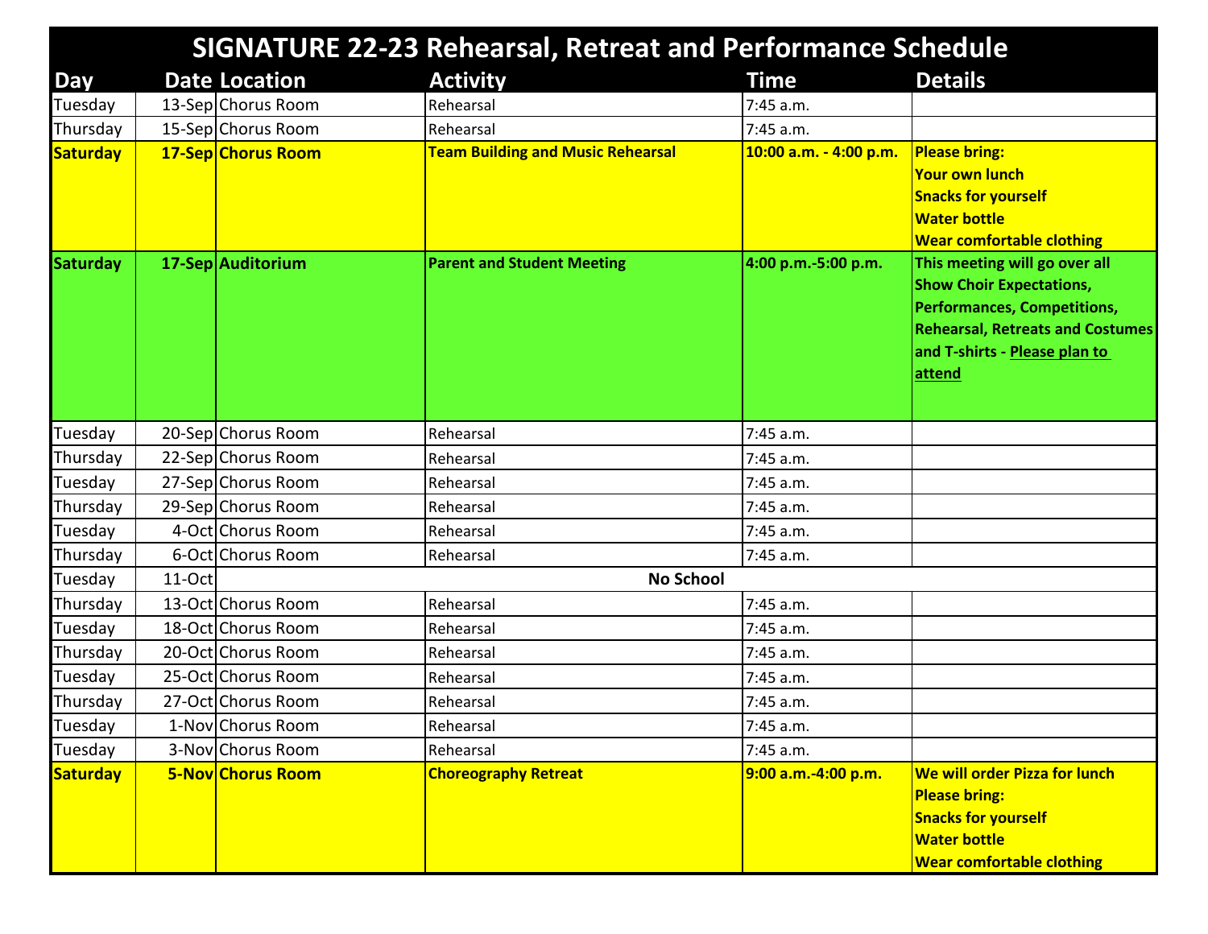# SIGNATURE 22-23 Rehearsal, Retreat and Performance Schedule

| Day | Date | Location | Activity | Time | Details |
|---|---|---|---|---|---|
| Tuesday | 13-Sep | Chorus Room | Rehearsal | 7:45 a.m. | |
| Thursday | 15-Sep | Chorus Room | Rehearsal | 7:45 a.m. | |
| **Saturday** | **17-Sep** | **Chorus Room** | **Team Building and Music Rehearsal** | **10:00 a.m. - 4:00 p.m.** | **Please bring:<br>Your own lunch<br>Snacks for yourself<br>Water bottle<br>Wear comfortable clothing** |
| **Saturday** | **17-Sep** | **Auditorium** | **Parent and Student Meeting** | **4:00 p.m.-5:00 p.m.** | **This meeting will go over all Show Choir Expectations, Performances, Competitions, Rehearsal, Retreats and Costumes and T-shirts - <u>Please plan to attend</u>** |
| Tuesday | 20-Sep | Chorus Room | Rehearsal | 7:45 a.m. | |
| Thursday | 22-Sep | Chorus Room | Rehearsal | 7:45 a.m. | |
| Tuesday | 27-Sep | Chorus Room | Rehearsal | 7:45 a.m. | |
| Thursday | 29-Sep | Chorus Room | Rehearsal | 7:45 a.m. | |
| Tuesday | 4-Oct | Chorus Room | Rehearsal | 7:45 a.m. | |
| Thursday | 6-Oct | Chorus Room | Rehearsal | 7:45 a.m. | |
| Tuesday | 11-Oct | **No School** | | | |
| Thursday | 13-Oct | Chorus Room | Rehearsal | 7:45 a.m. | |
| Tuesday | 18-Oct | Chorus Room | Rehearsal | 7:45 a.m. | |
| Thursday | 20-Oct | Chorus Room | Rehearsal | 7:45 a.m. | |
| Tuesday | 25-Oct | Chorus Room | Rehearsal | 7:45 a.m. | |
| Thursday | 27-Oct | Chorus Room | Rehearsal | 7:45 a.m. | |
| Tuesday | 1-Nov | Chorus Room | Rehearsal | 7:45 a.m. | |
| Tuesday | 3-Nov | Chorus Room | Rehearsal | 7:45 a.m. | |
| **Saturday** | **5-Nov** | **Chorus Room** | **Choreography Retreat** | **9:00 a.m.-4:00 p.m.** | **We will order Pizza for lunch<br>Please bring:<br>Snacks for yourself<br>Water bottle<br>Wear comfortable clothing** |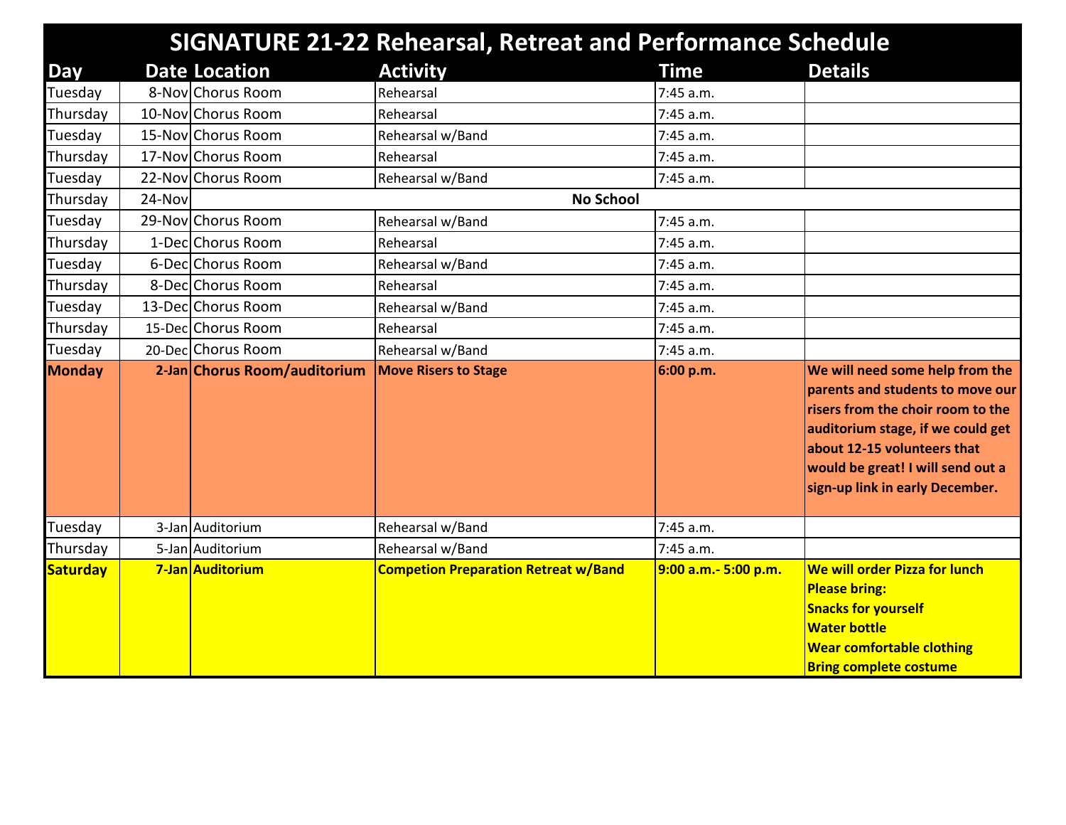# SIGNATURE 21-22 Rehearsal, Retreat and Performance Schedule

| Day | Date | Location | Activity | Time | Details |
|---|---|---|---|---|---|
| Tuesday | 8-Nov | Chorus Room | Rehearsal | 7:45 a.m. | |
| Thursday | 10-Nov | Chorus Room | Rehearsal | 7:45 a.m. | |
| Tuesday | 15-Nov | Chorus Room | Rehearsal w/Band | 7:45 a.m. | |
| Thursday | 17-Nov | Chorus Room | Rehearsal | 7:45 a.m. | |
| Tuesday | 22-Nov | Chorus Room | Rehearsal w/Band | 7:45 a.m. | |
| Thursday | 24-Nov | **No School** | | | |
| Tuesday | 29-Nov | Chorus Room | Rehearsal w/Band | 7:45 a.m. | |
| Thursday | 1-Dec | Chorus Room | Rehearsal | 7:45 a.m. | |
| Tuesday | 6-Dec | Chorus Room | Rehearsal w/Band | 7:45 a.m. | |
| Thursday | 8-Dec | Chorus Room | Rehearsal | 7:45 a.m. | |
| Tuesday | 13-Dec | Chorus Room | Rehearsal w/Band | 7:45 a.m. | |
| Thursday | 15-Dec | Chorus Room | Rehearsal | 7:45 a.m. | |
| Tuesday | 20-Dec | Chorus Room | Rehearsal w/Band | 7:45 a.m. | |
| **Monday** | **2-Jan** | **Chorus Room/auditorium** | **Move Risers to Stage** | **6:00 p.m.** | **We will need some help from the parents and students to move our risers from the choir room to the auditorium stage, if we could get about 12-15 volunteers that would be great! I will send out a sign-up link in early December.** |
| Tuesday | 3-Jan | Auditorium | Rehearsal w/Band | 7:45 a.m. | |
| Thursday | 5-Jan | Auditorium | Rehearsal w/Band | 7:45 a.m. | |
| **Saturday** | **7-Jan** | **Auditorium** | **Competion Preparation Retreat w/Band** | **9:00 a.m.- 5:00 p.m.** | **We will order Pizza for lunch<br>Please bring:<br>Snacks for yourself<br>Water bottle<br>Wear comfortable clothing<br>Bring complete costume** |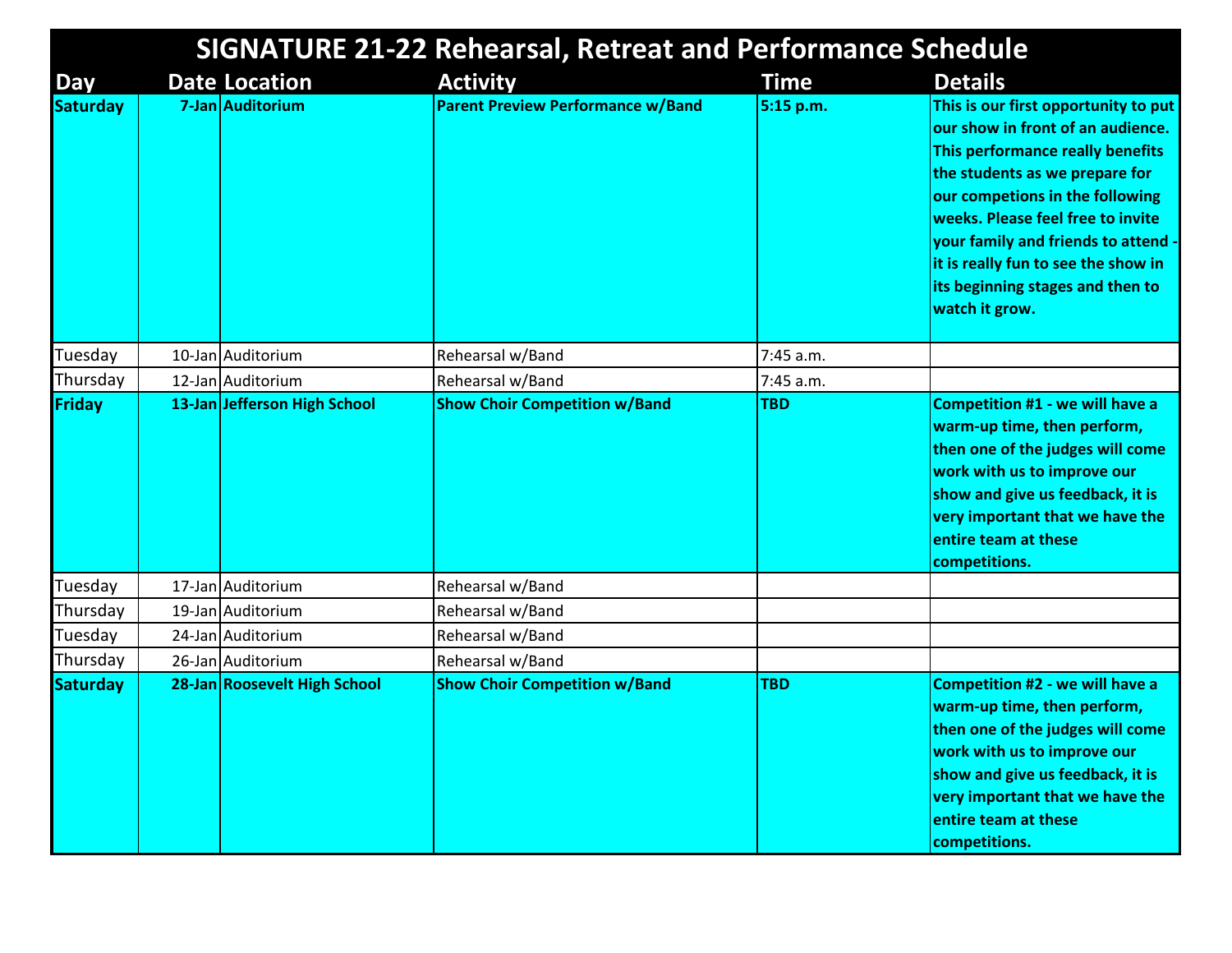# SIGNATURE 21-22 Rehearsal, Retreat and Performance Schedule

| Day | Date | Location | Activity | Time | Details |
|---|---|---|---|---|---|
| **Saturday** | **7-Jan** | **Auditorium** | **Parent Preview Performance w/Band** | **5:15 p.m.** | **This is our first opportunity to put our show in front of an audience. This performance really benefits the students as we prepare for our competions in the following weeks. Please feel free to invite your family and friends to attend - it is really fun to see the show in its beginning stages and then to watch it grow.** |
| Tuesday | 10-Jan | Auditorium | Rehearsal w/Band | 7:45 a.m. | |
| Thursday | 12-Jan | Auditorium | Rehearsal w/Band | 7:45 a.m. | |
| **Friday** | **13-Jan** | **Jefferson High School** | **Show Choir Competition w/Band** | **TBD** | **Competition #1 - we will have a warm-up time, then perform, then one of the judges will come work with us to improve our show and give us feedback, it is very important that we have the entire team at these competitions.** |
| Tuesday | 17-Jan | Auditorium | Rehearsal w/Band | | |
| Thursday | 19-Jan | Auditorium | Rehearsal w/Band | | |
| Tuesday | 24-Jan | Auditorium | Rehearsal w/Band | | |
| Thursday | 26-Jan | Auditorium | Rehearsal w/Band | | |
| **Saturday** | **28-Jan** | **Roosevelt High School** | **Show Choir Competition w/Band** | **TBD** | **Competition #2 - we will have a warm-up time, then perform, then one of the judges will come work with us to improve our show and give us feedback, it is very important that we have the entire team at these competitions.** |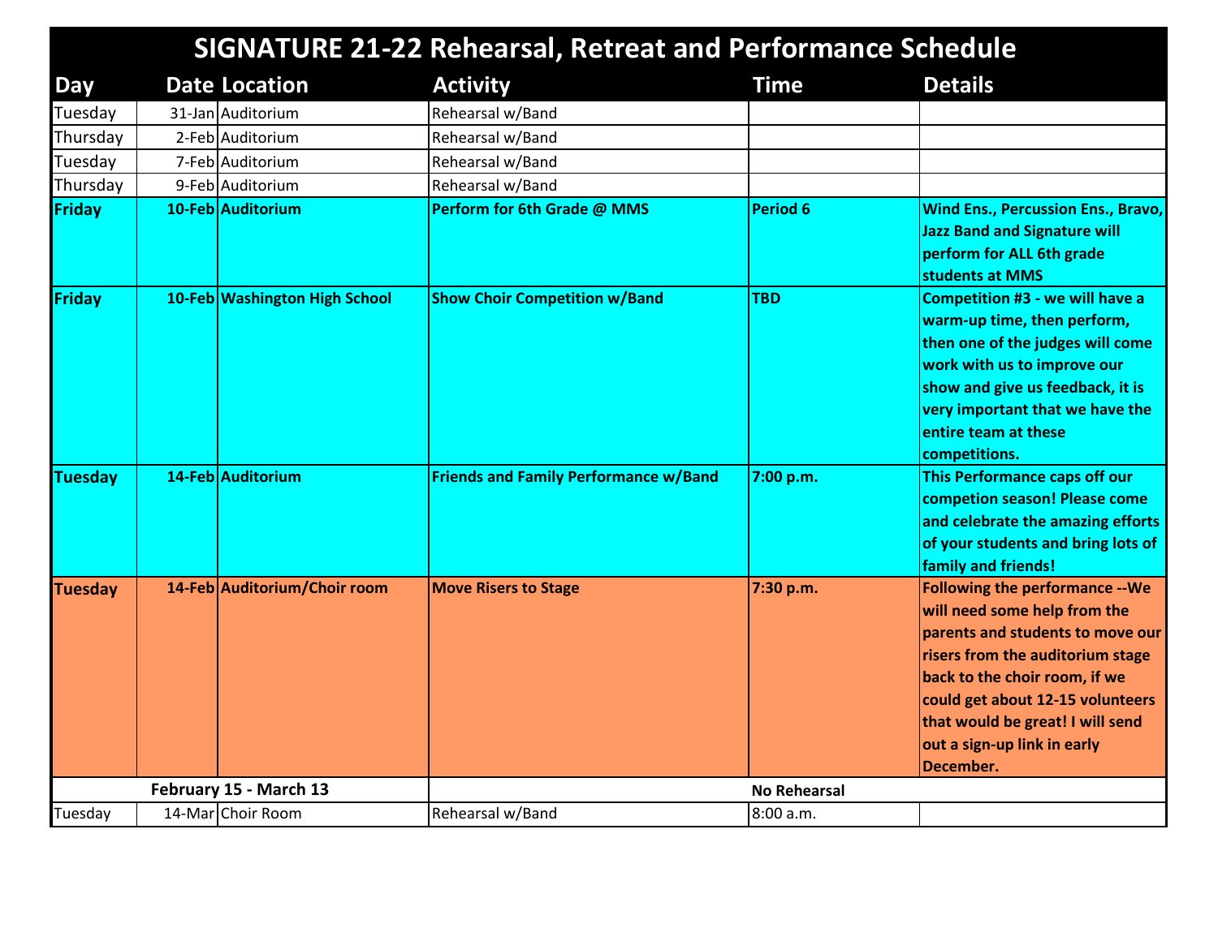| SIGNATURE 21-22 Rehearsal, Retreat and Performance Schedule | | | | | |
|---|---|---|---|---|---|
| **Day** | **Date** | **Location** | **Activity** | **Time** | **Details** |
| Tuesday | 31-Jan | Auditorium | Rehearsal w/Band | | |
| Thursday | 2-Feb | Auditorium | Rehearsal w/Band | | |
| Tuesday | 7-Feb | Auditorium | Rehearsal w/Band | | |
| Thursday | 9-Feb | Auditorium | Rehearsal w/Band | | |
| **Friday** | **10-Feb** | **Auditorium** | **Perform for 6th Grade @ MMS** | **Period 6** | **Wind Ens., Percussion Ens., Bravo, Jazz Band and Signature will perform for ALL 6th grade students at MMS** |
| **Friday** | **10-Feb** | **Washington High School** | **Show Choir Competition w/Band** | **TBD** | **Competition #3 - we will have a warm-up time, then perform, then one of the judges will come work with us to improve our show and give us feedback, it is very important that we have the entire team at these competitions.** |
| **Tuesday** | **14-Feb** | **Auditorium** | **Friends and Family Performance w/Band** | **7:00 p.m.** | **This Performance caps off our competion season! Please come and celebrate the amazing efforts of your students and bring lots of family and friends!** |
| **Tuesday** | **14-Feb** | **Auditorium/Choir room** | **Move Risers to Stage** | **7:30 p.m.** | **Following the performance --We will need some help from the parents and students to move our risers from the auditorium stage back to the choir room, if we could get about 12-15 volunteers that would be great! I will send out a sign-up link in early December.** |
| **February 15 - March 13** | | | | **No Rehearsal** | |
| Tuesday | 14-Mar | Choir Room | Rehearsal w/Band | 8:00 a.m. | |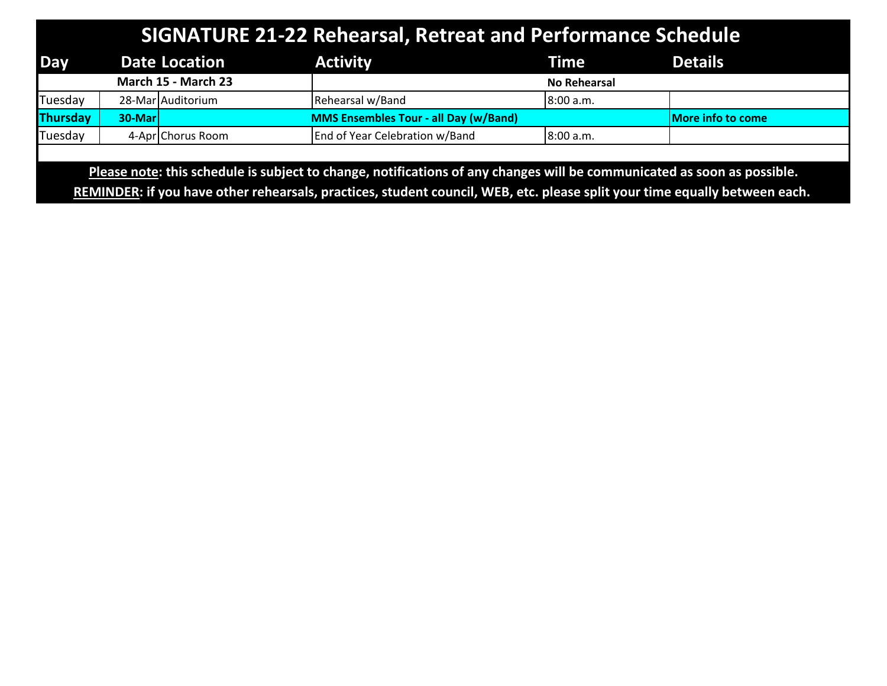# SIGNATURE 21-22 Rehearsal, Retreat and Performance Schedule

| Day | Date | Location | Activity | Time | Details |
|---|---|---|---|---|---|
| March 15 - March 23 | | | No Rehearsal | | |
| Tuesday | 28-Mar | Auditorium | Rehearsal w/Band | 8:00 a.m. | |
| **Thursday** | **30-Mar** | | **MMS Ensembles Tour - all Day (w/Band)** | | **More info to come** |
| Tuesday | 4-Apr | Chorus Room | End of Year Celebration w/Band | 8:00 a.m. | |

**Please note: this schedule is subject to change, notifications of any changes will be communicated as soon as possible.**

**REMINDER: if you have other rehearsals, practices, student council, WEB, etc. please split your time equally between each.**